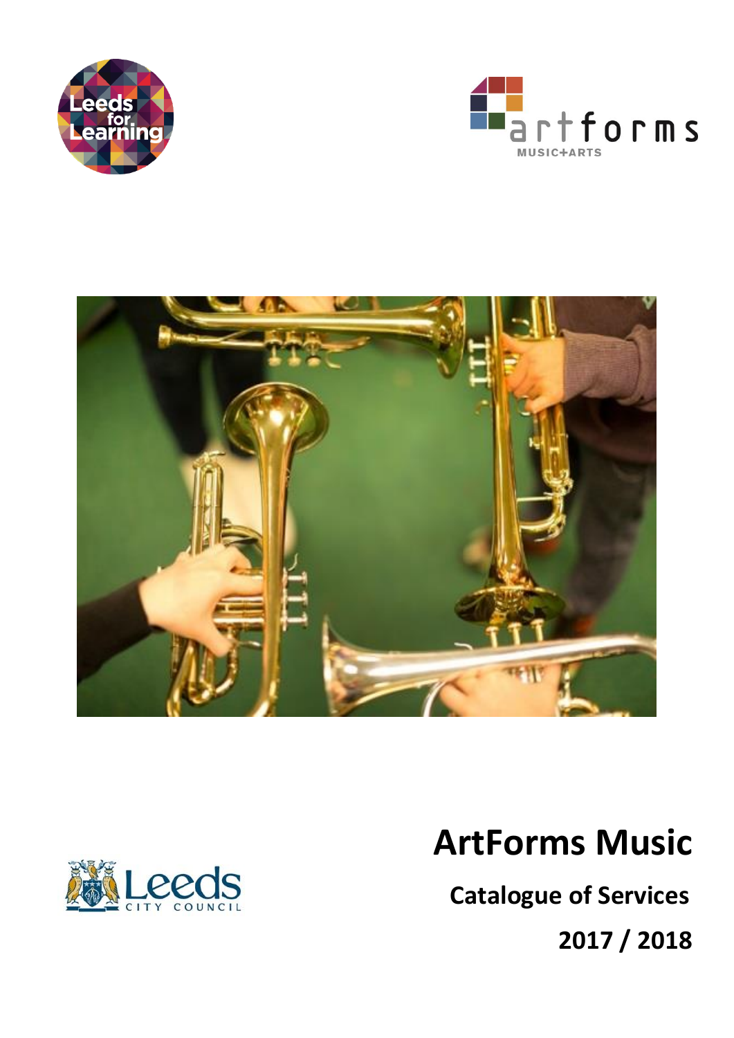# ArtForms Music

## Catalogue of Services

## 2017 / 2018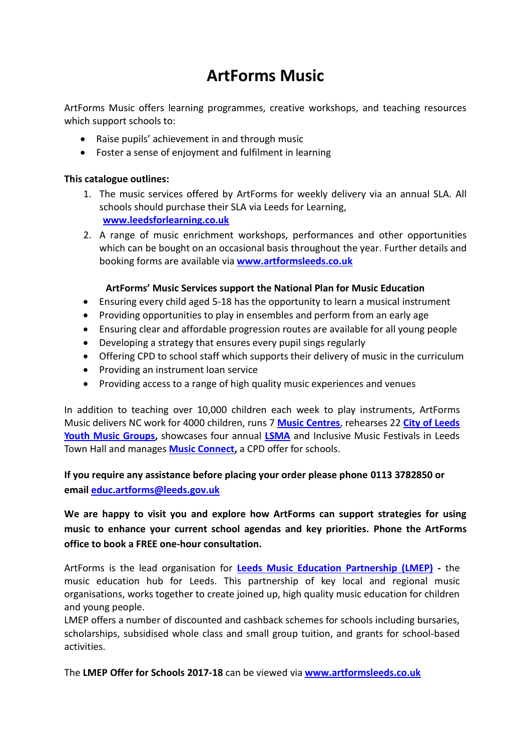# ArtForms Music

ArtForms Music offers learning programmes, creative workshops, and teaching resources which support schools to:

- Raise pupils' achievement in and through music
- Foster a sense of enjoyment and fulfilment in learning

**This catalogue outlines:**

1. The music services offered by ArtForms for weekly delivery via an annual SLA. All schools should purchase their SLA via Leeds for Learning, **[www.leedsforlearning.co.uk](http://www.leedsforlearning.co.uk)**
2. A range of music enrichment workshops, performances and other opportunities which can be bought on an occasional basis throughout the year. Further details and booking forms are available via **[www.artformsleeds.co.uk](http://www.artformsleeds.co.uk)**

**ArtForms' Music Services support the National Plan for Music Education**

- Ensuring every child aged 5-18 has the opportunity to learn a musical instrument
- Providing opportunities to play in ensembles and perform from an early age
- Ensuring clear and affordable progression routes are available for all young people
- Developing a strategy that ensures every pupil sings regularly
- Offering CPD to school staff which supports their delivery of music in the curriculum
- Providing an instrument loan service
- Providing access to a range of high quality music experiences and venues

In addition to teaching over 10,000 children each week to play instruments, ArtForms Music delivers NC work for 4000 children, runs 7 **Music Centres**, rehearses 22 **City of Leeds Youth Music Groups,** showcases four annual **LSMA** and Inclusive Music Festivals in Leeds Town Hall and manages **Music Connect,** a CPD offer for schools.

**If you require any assistance before placing your order please phone 0113 3782850 or email [educ.artforms@leeds.gov.uk](mailto:educ.artforms@leeds.gov.uk)**

**We are happy to visit you and explore how ArtForms can support strategies for using music to enhance your current school agendas and key priorities. Phone the ArtForms office to book a FREE one-hour consultation.**

ArtForms is the lead organisation for **Leeds Music Education Partnership (LMEP) -** the music education hub for Leeds. This partnership of key local and regional music organisations, works together to create joined up, high quality music education for children and young people.

LMEP offers a number of discounted and cashback schemes for schools including bursaries, scholarships, subsidised whole class and small group tuition, and grants for school-based activities.

The **LMEP Offer for Schools 2017-18** can be viewed via **[www.artformsleeds.co.uk](http://www.artformsleeds.co.uk)**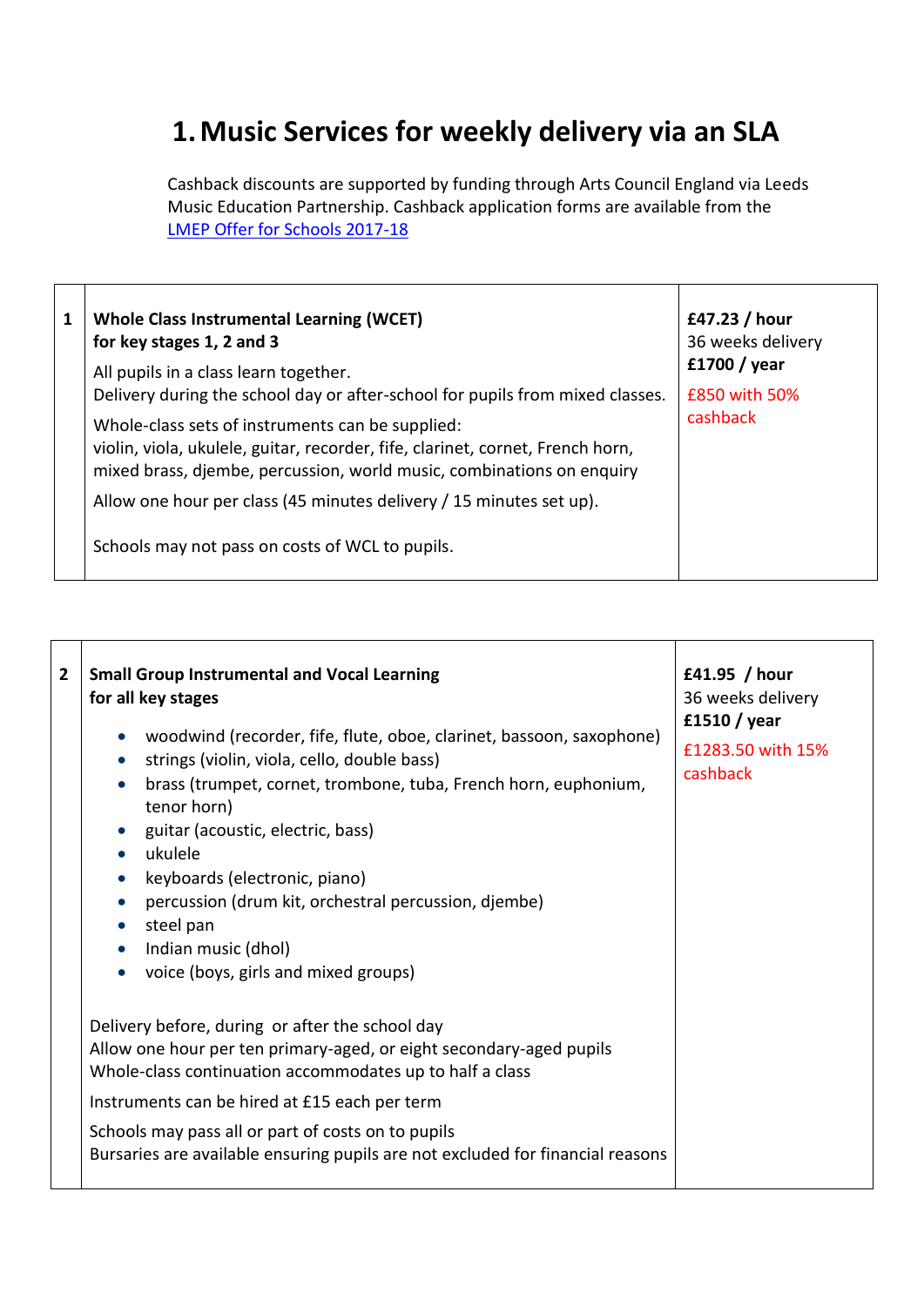# 1. Music Services for weekly delivery via an SLA

Cashback discounts are supported by funding through Arts Council England via Leeds Music Education Partnership. Cashback application forms are available from the [LMEP Offer for Schools 2017-18]()

| | | |
|---|---|---|
| 1 | **Whole Class Instrumental Learning (WCET)**<br>**for key stages 1, 2 and 3**<br><br>All pupils in a class learn together.<br>Delivery during the school day or after-school for pupils from mixed classes.<br><br>Whole-class sets of instruments can be supplied:<br>violin, viola, ukulele, guitar, recorder, fife, clarinet, cornet, French horn, mixed brass, djembe, percussion, world music, combinations on enquiry<br><br>Allow one hour per class (45 minutes delivery / 15 minutes set up).<br><br>Schools may not pass on costs of WCL to pupils. | **£47.23 / hour**<br>36 weeks delivery<br>**£1700 / year**<br><br>£850 with 50% cashback |

| | | |
|---|---|---|
| 2 | **Small Group Instrumental and Vocal Learning**<br>**for all key stages**<br><br>• woodwind (recorder, fife, flute, oboe, clarinet, bassoon, saxophone)<br>• strings (violin, viola, cello, double bass)<br>• brass (trumpet, cornet, trombone, tuba, French horn, euphonium, tenor horn)<br>• guitar (acoustic, electric, bass)<br>• ukulele<br>• keyboards (electronic, piano)<br>• percussion (drum kit, orchestral percussion, djembe)<br>• steel pan<br>• Indian music (dhol)<br>• voice (boys, girls and mixed groups)<br><br>Delivery before, during or after the school day<br>Allow one hour per ten primary-aged, or eight secondary-aged pupils<br>Whole-class continuation accommodates up to half a class<br><br>Instruments can be hired at £15 each per term<br><br>Schools may pass all or part of costs on to pupils<br>Bursaries are available ensuring pupils are not excluded for financial reasons | **£41.95 / hour**<br>36 weeks delivery<br>**£1510 / year**<br><br>£1283.50 with 15% cashback |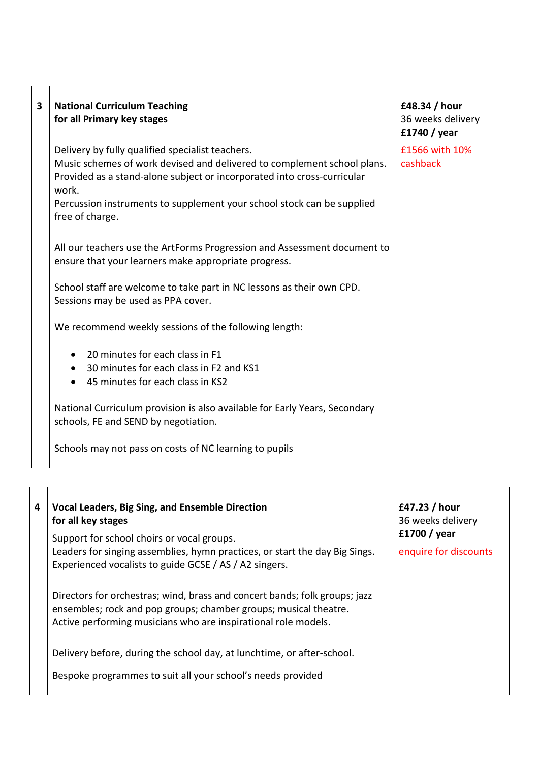| | | |
|---|---|---|
| 3 | **National Curriculum Teaching**<br>**for all Primary key stages**<br><br>Delivery by fully qualified specialist teachers.<br>Music schemes of work devised and delivered to complement school plans.<br>Provided as a stand-alone subject or incorporated into cross-curricular work.<br>Percussion instruments to supplement your school stock can be supplied free of charge.<br><br>All our teachers use the ArtForms Progression and Assessment document to ensure that your learners make appropriate progress.<br><br>School staff are welcome to take part in NC lessons as their own CPD.<br>Sessions may be used as PPA cover.<br><br>We recommend weekly sessions of the following length:<br><br>• 20 minutes for each class in F1<br>• 30 minutes for each class in F2 and KS1<br>• 45 minutes for each class in KS2<br><br>National Curriculum provision is also available for Early Years, Secondary schools, FE and SEND by negotiation.<br><br>Schools may not pass on costs of NC learning to pupils | **£48.34 / hour**<br>36 weeks delivery<br>**£1740 / year**<br><br>£1566 with 10% cashback |

| | | |
|---|---|---|
| 4 | **Vocal Leaders, Big Sing, and Ensemble Direction**<br>**for all key stages**<br><br>Support for school choirs or vocal groups.<br>Leaders for singing assemblies, hymn practices, or start the day Big Sings.<br>Experienced vocalists to guide GCSE / AS / A2 singers.<br><br>Directors for orchestras; wind, brass and concert bands; folk groups; jazz ensembles; rock and pop groups; chamber groups; musical theatre.<br>Active performing musicians who are inspirational role models.<br><br>Delivery before, during the school day, at lunchtime, or after-school.<br><br>Bespoke programmes to suit all your school's needs provided | **£47.23 / hour**<br>36 weeks delivery<br>**£1700 / year**<br><br>enquire for discounts |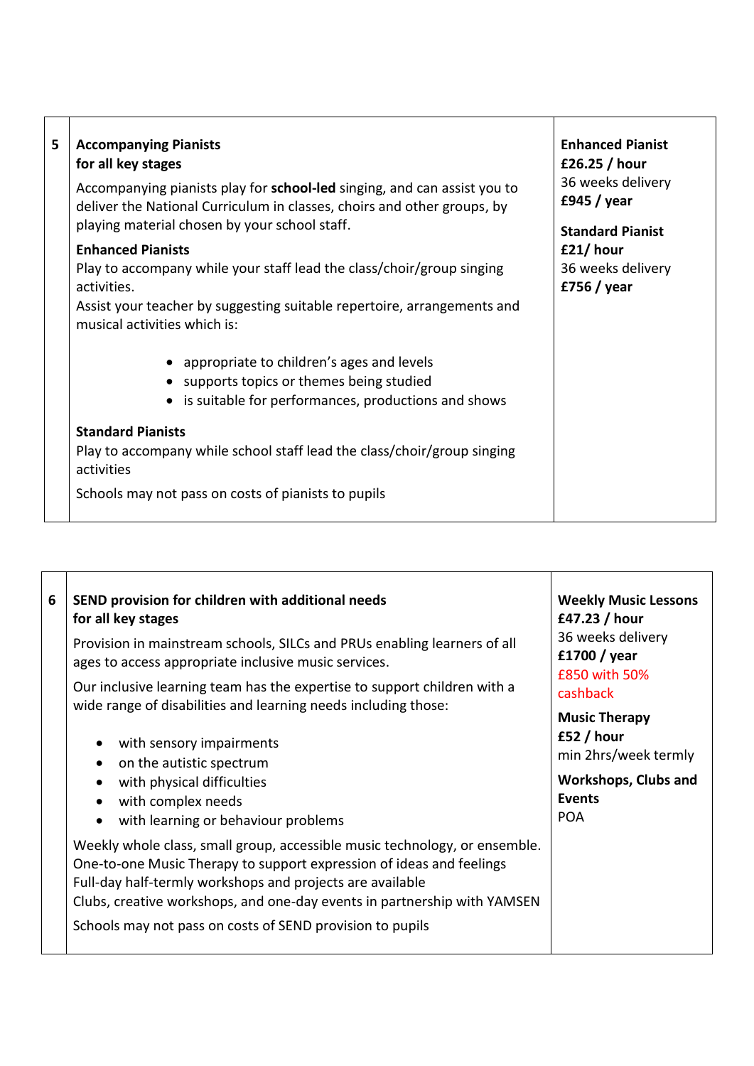| 5 | **Accompanying Pianists**<br>**for all key stages**<br><br>Accompanying pianists play for **school-led** singing, and can assist you to deliver the National Curriculum in classes, choirs and other groups, by playing material chosen by your school staff.<br><br>**Enhanced Pianists**<br>Play to accompany while your staff lead the class/choir/group singing activities.<br>Assist your teacher by suggesting suitable repertoire, arrangements and musical activities which is:<br><br>• appropriate to children's ages and levels<br>• supports topics or themes being studied<br>• is suitable for performances, productions and shows<br><br>**Standard Pianists**<br>Play to accompany while school staff lead the class/choir/group singing activities<br><br>Schools may not pass on costs of pianists to pupils | **Enhanced Pianist**<br>**£26.25 / hour**<br>36 weeks delivery<br>**£945 / year**<br><br>**Standard Pianist**<br>**£21/ hour**<br>36 weeks delivery<br>**£756 / year** |
|---|---|---|

| 6 | **SEND provision for children with additional needs**<br>**for all key stages**<br><br>Provision in mainstream schools, SILCs and PRUs enabling learners of all ages to access appropriate inclusive music services.<br><br>Our inclusive learning team has the expertise to support children with a wide range of disabilities and learning needs including those:<br><br>• with sensory impairments<br>• on the autistic spectrum<br>• with physical difficulties<br>• with complex needs<br>• with learning or behaviour problems<br><br>Weekly whole class, small group, accessible music technology, or ensemble.<br>One-to-one Music Therapy to support expression of ideas and feelings<br>Full-day half-termly workshops and projects are available<br>Clubs, creative workshops, and one-day events in partnership with YAMSEN<br><br>Schools may not pass on costs of SEND provision to pupils | **Weekly Music Lessons**<br>**£47.23 / hour**<br>36 weeks delivery<br>**£1700 / year**<br>£850 with 50% cashback<br><br>**Music Therapy**<br>**£52 / hour**<br>min 2hrs/week termly<br><br>**Workshops, Clubs and Events**<br>POA |
|---|---|---|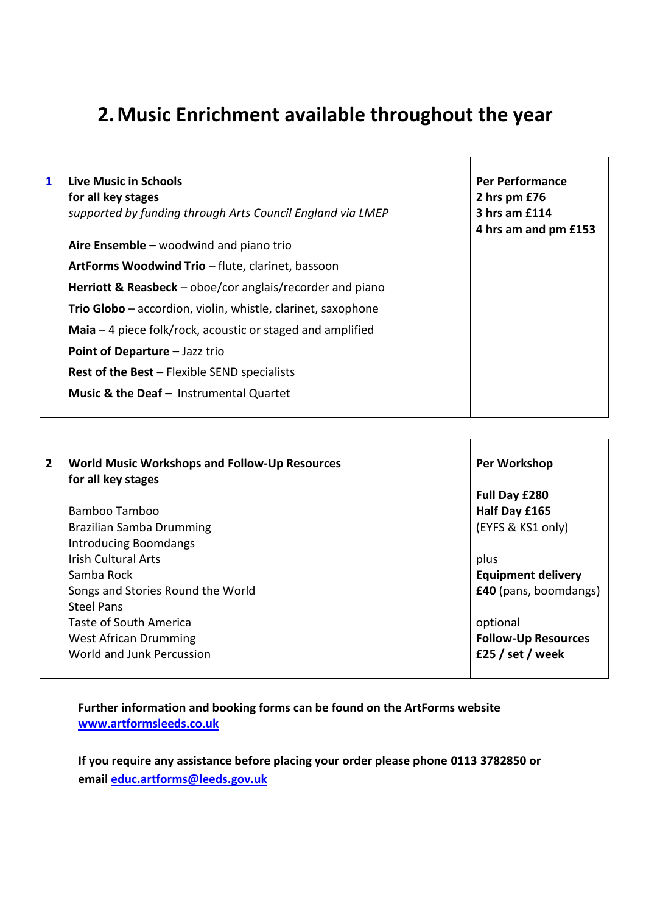# 2. Music Enrichment available throughout the year

| | | |
|---|---|---|
| **1** | **Live Music in Schools**<br>**for all key stages**<br>*supported by funding through Arts Council England via LMEP*<br><br>**Aire Ensemble –** woodwind and piano trio<br>**ArtForms Woodwind Trio** – flute, clarinet, bassoon<br>**Herriott & Reasbeck** – oboe/cor anglais/recorder and piano<br>**Trio Globo** – accordion, violin, whistle, clarinet, saxophone<br>**Maia** – 4 piece folk/rock, acoustic or staged and amplified<br>**Point of Departure –** Jazz trio<br>**Rest of the Best –** Flexible SEND specialists<br>**Music & the Deaf –** Instrumental Quartet | **Per Performance**<br>**2 hrs pm £76**<br>**3 hrs am £114**<br>**4 hrs am and pm £153** |
| **2** | **World Music Workshops and Follow-Up Resources**<br>**for all key stages**<br><br>Bamboo Tamboo<br>Brazilian Samba Drumming<br>Introducing Boomdangs<br>Irish Cultural Arts<br>Samba Rock<br>Songs and Stories Round the World<br>Steel Pans<br>Taste of South America<br>West African Drumming<br>World and Junk Percussion | **Per Workshop**<br><br>**Full Day £280**<br>**Half Day £165**<br>(EYFS & KS1 only)<br><br>plus<br>**Equipment delivery**<br>**£40** (pans, boomdangs)<br><br>optional<br>**Follow-Up Resources**<br>**£25 / set / week** |

**Further information and booking forms can be found on the ArtForms website**
**[www.artformsleeds.co.uk](http://www.artformsleeds.co.uk)**

**If you require any assistance before placing your order please phone 0113 3782850 or email [educ.artforms@leeds.gov.uk](mailto:educ.artforms@leeds.gov.uk)**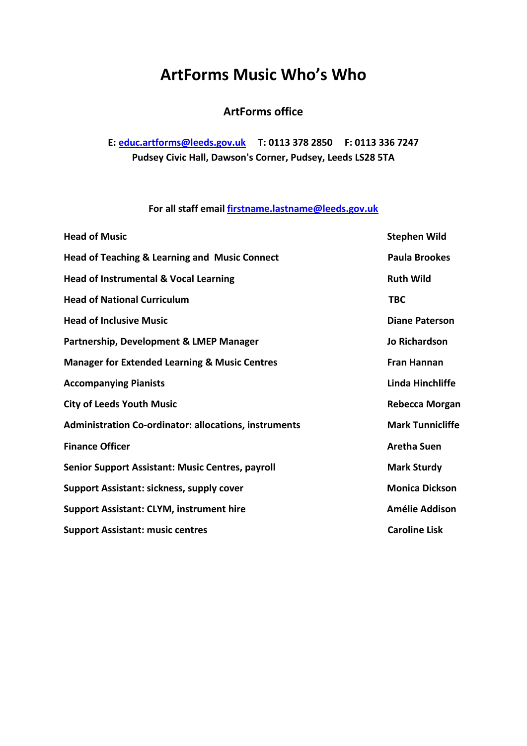# ArtForms Music Who's Who

## ArtForms office

**E: educ.artforms@leeds.gov.uk T: 0113 378 2850 F: 0113 336 7247**
**Pudsey Civic Hall, Dawson's Corner, Pudsey, Leeds LS28 5TA**

**For all staff email firstname.lastname@leeds.gov.uk**

| | |
|---|---|
| **Head of Music** | **Stephen Wild** |
| **Head of Teaching & Learning and Music Connect** | **Paula Brookes** |
| **Head of Instrumental & Vocal Learning** | **Ruth Wild** |
| **Head of National Curriculum** | **TBC** |
| **Head of Inclusive Music** | **Diane Paterson** |
| **Partnership, Development & LMEP Manager** | **Jo Richardson** |
| **Manager for Extended Learning & Music Centres** | **Fran Hannan** |
| **Accompanying Pianists** | **Linda Hinchliffe** |
| **City of Leeds Youth Music** | **Rebecca Morgan** |
| **Administration Co-ordinator: allocations, instruments** | **Mark Tunnicliffe** |
| **Finance Officer** | **Aretha Suen** |
| **Senior Support Assistant: Music Centres, payroll** | **Mark Sturdy** |
| **Support Assistant: sickness, supply cover** | **Monica Dickson** |
| **Support Assistant: CLYM, instrument hire** | **Amélie Addison** |
| **Support Assistant: music centres** | **Caroline Lisk** |